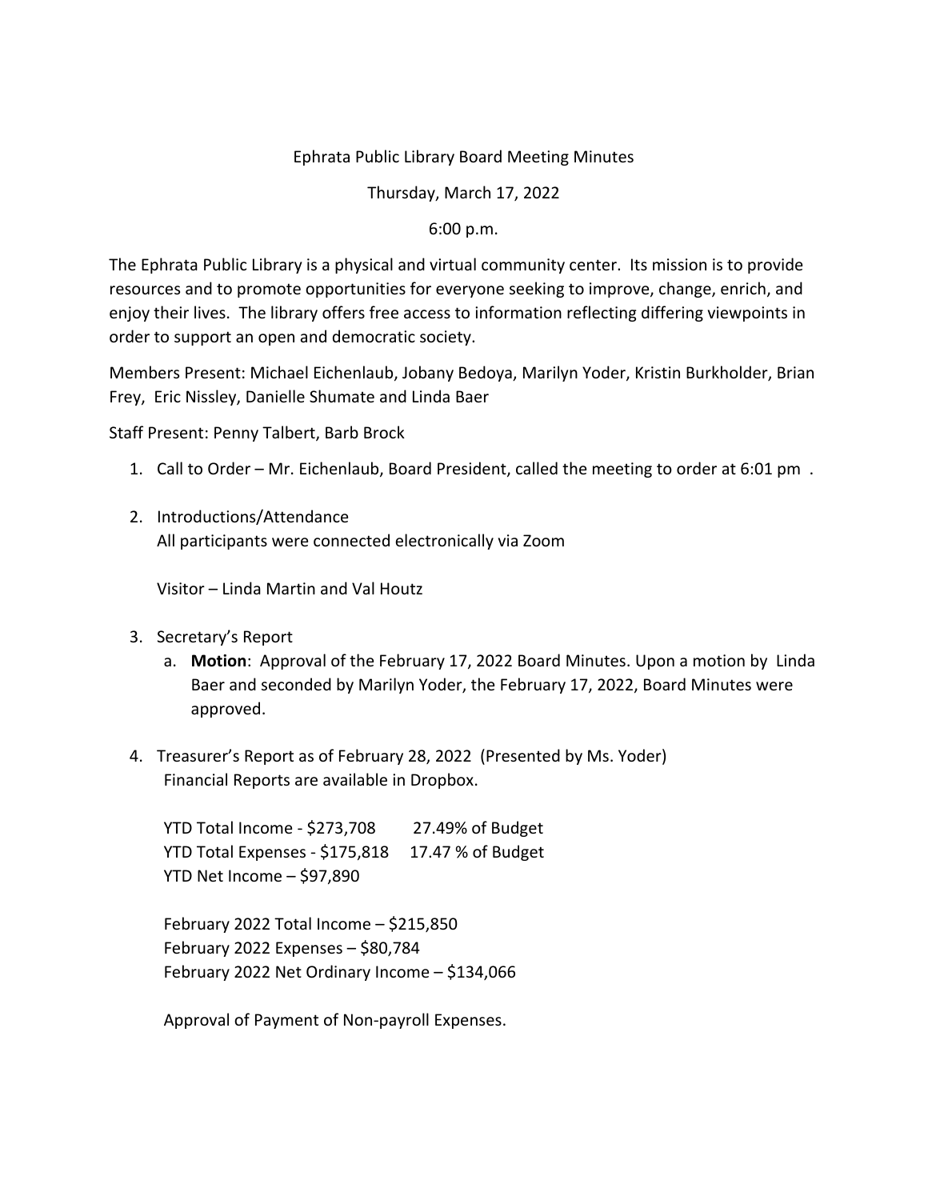Ephrata Public Library Board Meeting Minutes

Thursday, March 17, 2022

6:00 p.m.

The Ephrata Public Library is a physical and virtual community center. Its mission is to provide resources and to promote opportunities for everyone seeking to improve, change, enrich, and enjoy their lives. The library offers free access to information reflecting differing viewpoints in order to support an open and democratic society.

Members Present: Michael Eichenlaub, Jobany Bedoya, Marilyn Yoder, Kristin Burkholder, Brian Frey, Eric Nissley, Danielle Shumate and Linda Baer

Staff Present: Penny Talbert, Barb Brock

1. Call to Order – Mr. Eichenlaub, Board President, called the meeting to order at 6:01 pm .

2. Introductions/Attendance
   All participants were connected electronically via Zoom

   Visitor – Linda Martin and Val Houtz

3. Secretary's Report
   a. **Motion**: Approval of the February 17, 2022 Board Minutes. Upon a motion by Linda Baer and seconded by Marilyn Yoder, the February 17, 2022, Board Minutes were approved.

4. Treasurer's Report as of February 28, 2022 (Presented by Ms. Yoder)
   Financial Reports are available in Dropbox.

   YTD Total Income - $273,708 27.49% of Budget
   YTD Total Expenses - $175,818 17.47 % of Budget
   YTD Net Income – $97,890

   February 2022 Total Income – $215,850
   February 2022 Expenses – $80,784
   February 2022 Net Ordinary Income – $134,066

   Approval of Payment of Non-payroll Expenses.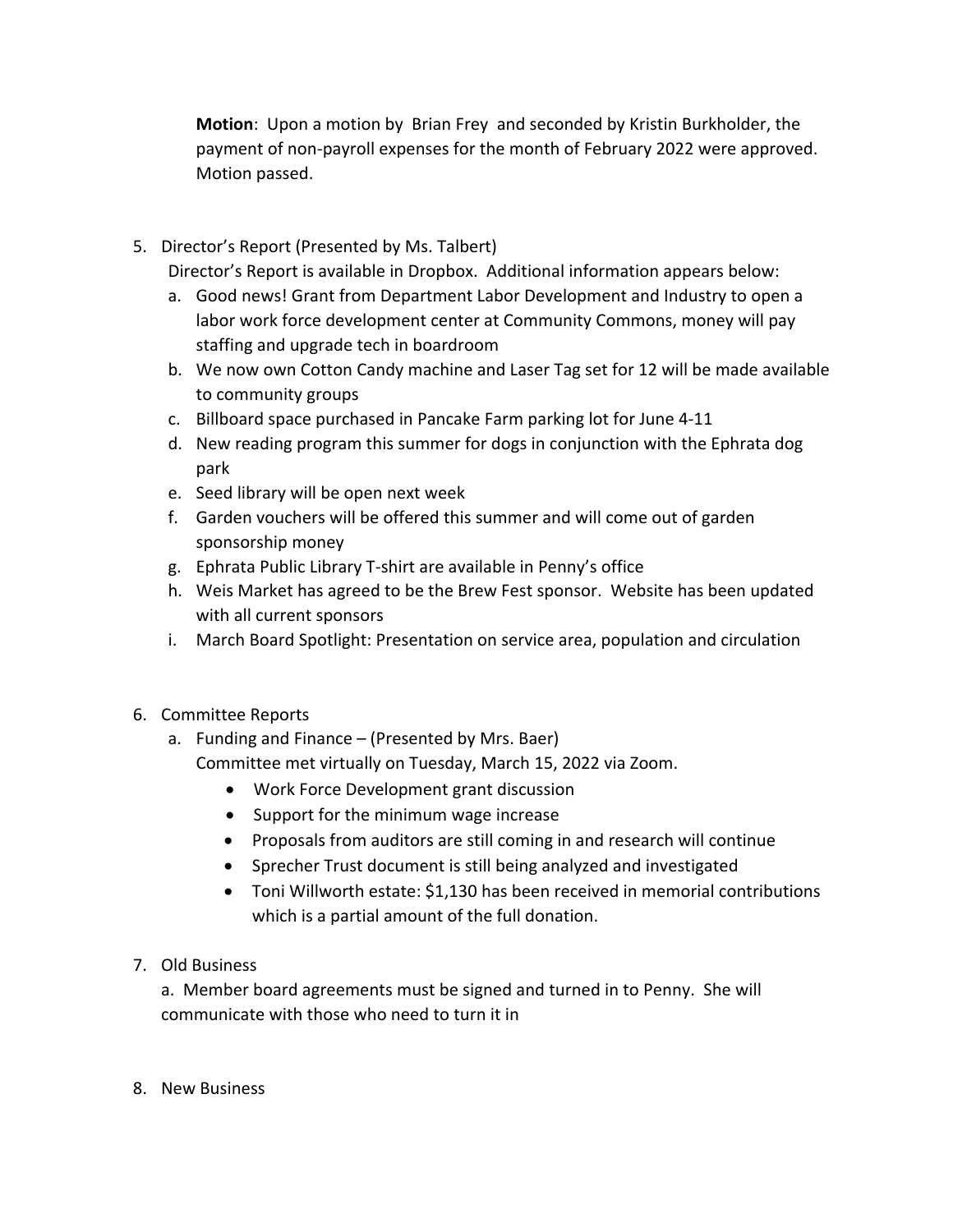**Motion**: Upon a motion by Brian Frey and seconded by Kristin Burkholder, the payment of non-payroll expenses for the month of February 2022 were approved. Motion passed.

5. Director's Report (Presented by Ms. Talbert)
   Director's Report is available in Dropbox. Additional information appears below:
   a. Good news! Grant from Department Labor Development and Industry to open a labor work force development center at Community Commons, money will pay staffing and upgrade tech in boardroom
   b. We now own Cotton Candy machine and Laser Tag set for 12 will be made available to community groups
   c. Billboard space purchased in Pancake Farm parking lot for June 4-11
   d. New reading program this summer for dogs in conjunction with the Ephrata dog park
   e. Seed library will be open next week
   f. Garden vouchers will be offered this summer and will come out of garden sponsorship money
   g. Ephrata Public Library T-shirt are available in Penny's office
   h. Weis Market has agreed to be the Brew Fest sponsor. Website has been updated with all current sponsors
   i. March Board Spotlight: Presentation on service area, population and circulation

6. Committee Reports
   a. Funding and Finance – (Presented by Mrs. Baer)
      Committee met virtually on Tuesday, March 15, 2022 via Zoom.
      - Work Force Development grant discussion
      - Support for the minimum wage increase
      - Proposals from auditors are still coming in and research will continue
      - Sprecher Trust document is still being analyzed and investigated
      - Toni Willworth estate: $1,130 has been received in memorial contributions which is a partial amount of the full donation.

7. Old Business
   a. Member board agreements must be signed and turned in to Penny. She will communicate with those who need to turn it in

8. New Business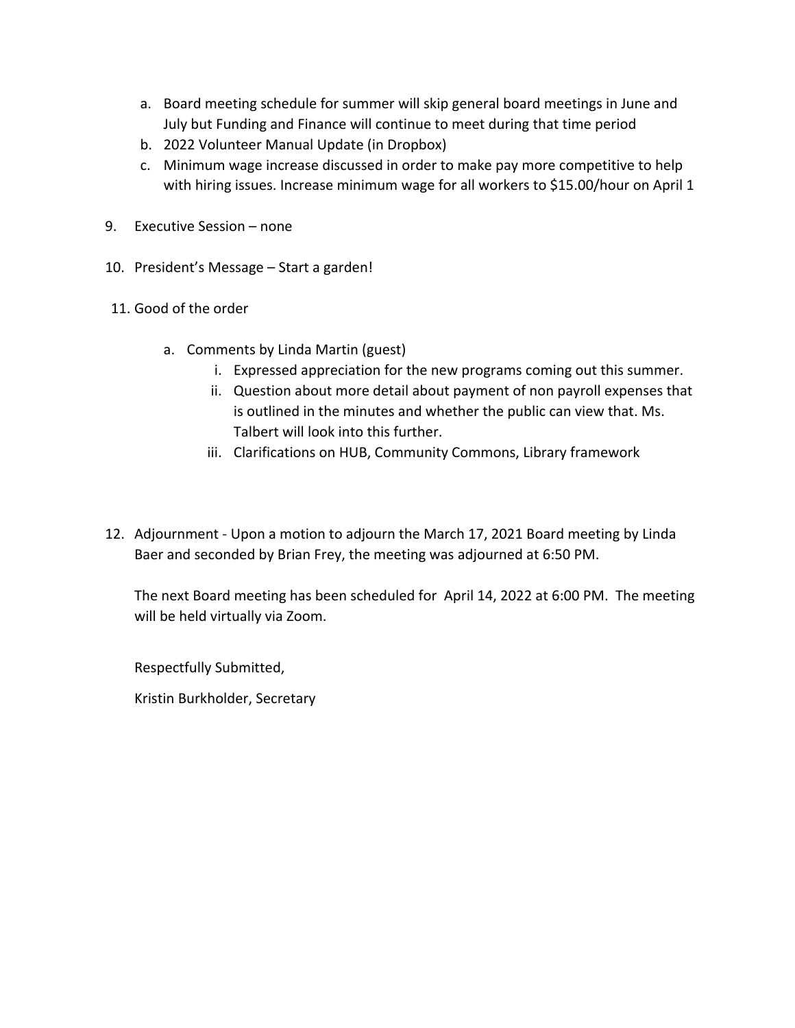a. Board meeting schedule for summer will skip general board meetings in June and July but Funding and Finance will continue to meet during that time period
b. 2022 Volunteer Manual Update (in Dropbox)
c. Minimum wage increase discussed in order to make pay more competitive to help with hiring issues. Increase minimum wage for all workers to $15.00/hour on April 1

9. Executive Session – none

10. President's Message – Start a garden!

11. Good of the order

    a. Comments by Linda Martin (guest)
        i. Expressed appreciation for the new programs coming out this summer.
        ii. Question about more detail about payment of non payroll expenses that is outlined in the minutes and whether the public can view that. Ms. Talbert will look into this further.
        iii. Clarifications on HUB, Community Commons, Library framework

12. Adjournment - Upon a motion to adjourn the March 17, 2021 Board meeting by Linda Baer and seconded by Brian Frey, the meeting was adjourned at 6:50 PM.

    The next Board meeting has been scheduled for April 14, 2022 at 6:00 PM. The meeting will be held virtually via Zoom.

    Respectfully Submitted,

    Kristin Burkholder, Secretary